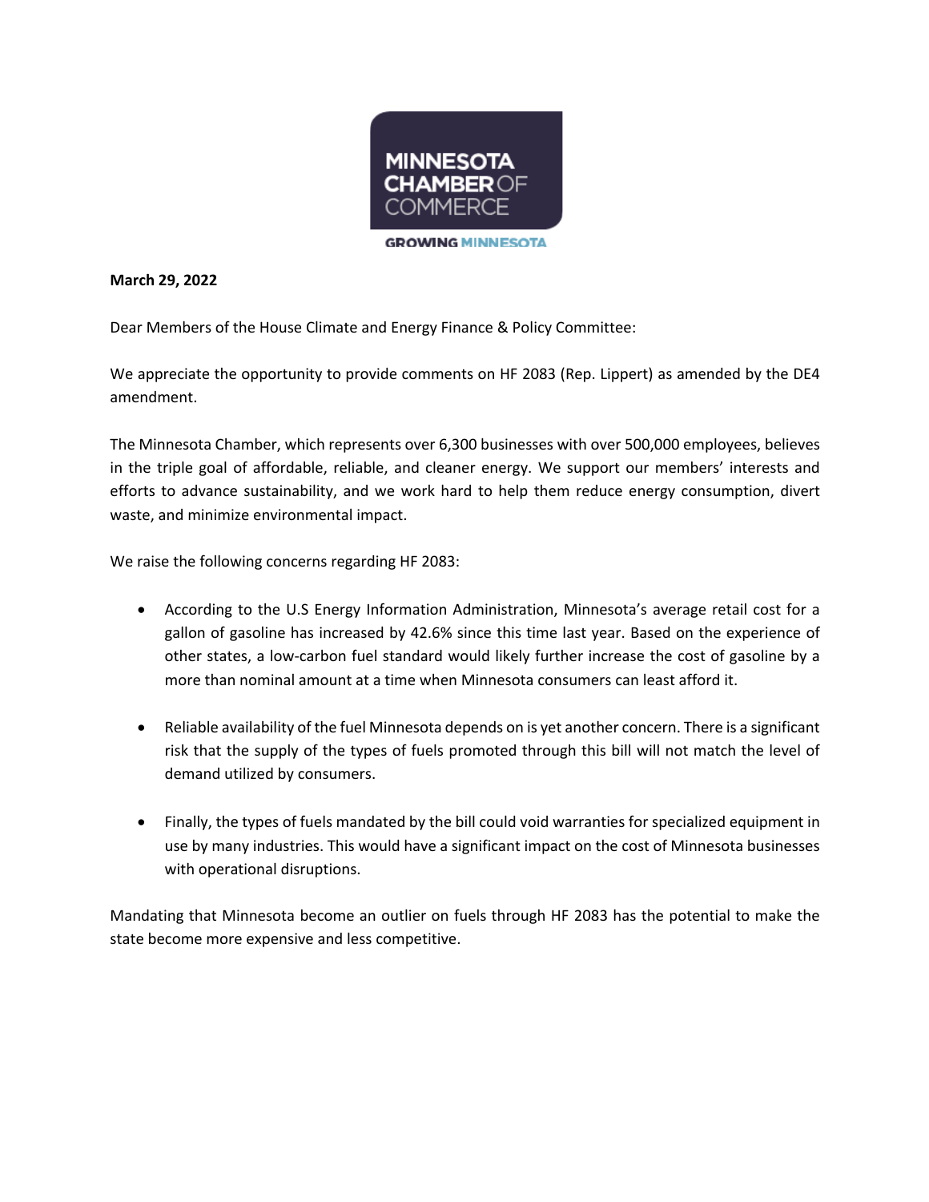MINNESOTA CHAMBER OF COMMERCE

GROWING MINNESOTA

**March 29, 2022**

Dear Members of the House Climate and Energy Finance & Policy Committee:

We appreciate the opportunity to provide comments on HF 2083 (Rep. Lippert) as amended by the DE4 amendment.

The Minnesota Chamber, which represents over 6,300 businesses with over 500,000 employees, believes in the triple goal of affordable, reliable, and cleaner energy. We support our members' interests and efforts to advance sustainability, and we work hard to help them reduce energy consumption, divert waste, and minimize environmental impact.

We raise the following concerns regarding HF 2083:

- According to the U.S Energy Information Administration, Minnesota's average retail cost for a gallon of gasoline has increased by 42.6% since this time last year. Based on the experience of other states, a low-carbon fuel standard would likely further increase the cost of gasoline by a more than nominal amount at a time when Minnesota consumers can least afford it.

- Reliable availability of the fuel Minnesota depends on is yet another concern. There is a significant risk that the supply of the types of fuels promoted through this bill will not match the level of demand utilized by consumers.

- Finally, the types of fuels mandated by the bill could void warranties for specialized equipment in use by many industries. This would have a significant impact on the cost of Minnesota businesses with operational disruptions.

Mandating that Minnesota become an outlier on fuels through HF 2083 has the potential to make the state become more expensive and less competitive.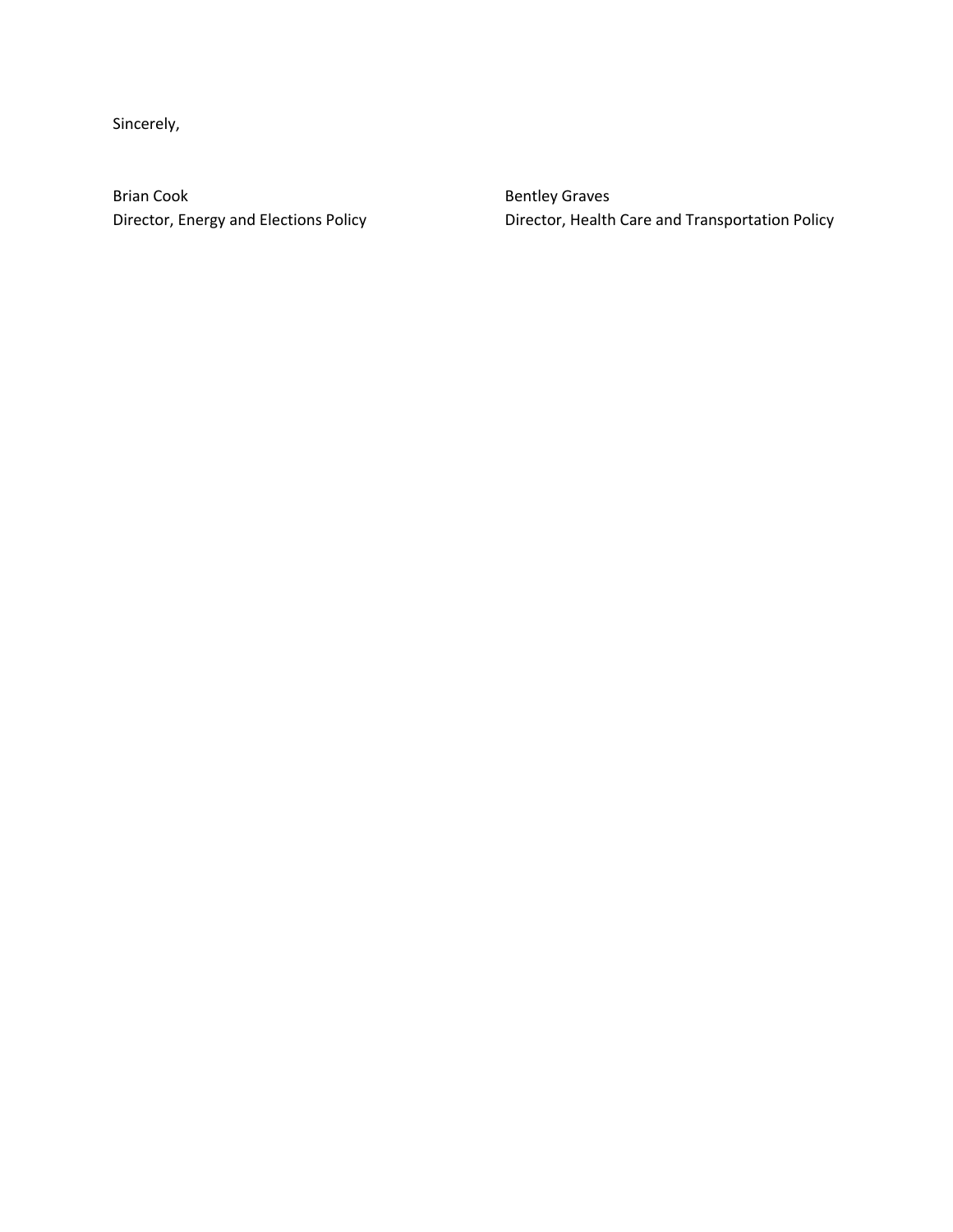Sincerely,

Brian Cook
Director, Energy and Elections Policy

Bentley Graves
Director, Health Care and Transportation Policy